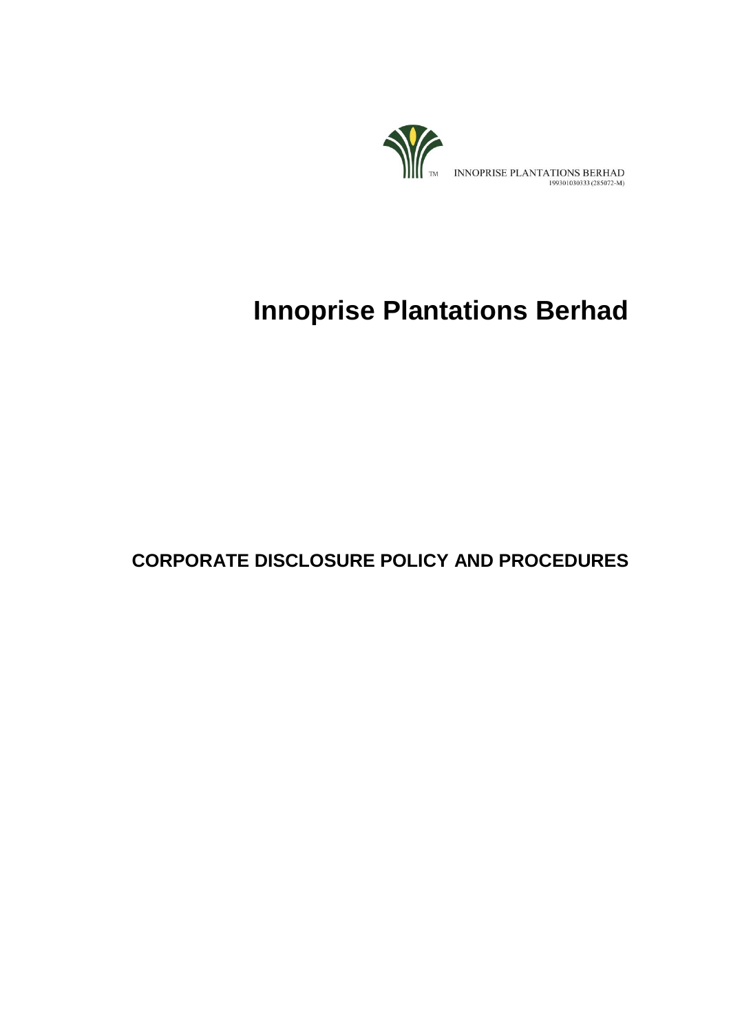INNOPRISE PLANTATIONS BERHAD
199301030333 (285072-M)

# Innoprise Plantations Berhad

## CORPORATE DISCLOSURE POLICY AND PROCEDURES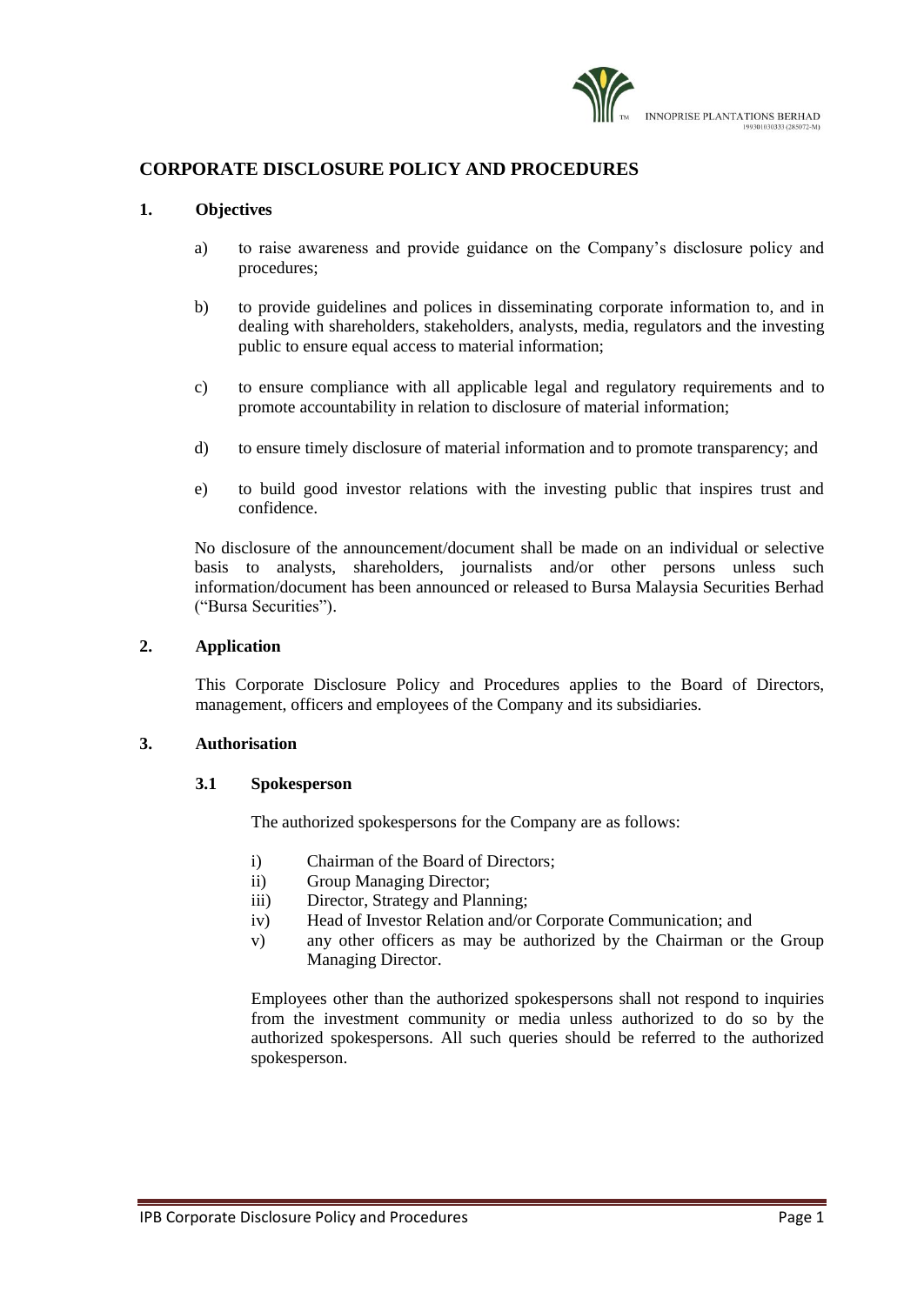## CORPORATE DISCLOSURE POLICY AND PROCEDURES

### 1. Objectives

a) to raise awareness and provide guidance on the Company's disclosure policy and procedures;

b) to provide guidelines and polices in disseminating corporate information to, and in dealing with shareholders, stakeholders, analysts, media, regulators and the investing public to ensure equal access to material information;

c) to ensure compliance with all applicable legal and regulatory requirements and to promote accountability in relation to disclosure of material information;

d) to ensure timely disclosure of material information and to promote transparency; and

e) to build good investor relations with the investing public that inspires trust and confidence.

No disclosure of the announcement/document shall be made on an individual or selective basis to analysts, shareholders, journalists and/or other persons unless such information/document has been announced or released to Bursa Malaysia Securities Berhad ("Bursa Securities").

### 2. Application

This Corporate Disclosure Policy and Procedures applies to the Board of Directors, management, officers and employees of the Company and its subsidiaries.

### 3. Authorisation

#### 3.1 Spokesperson

The authorized spokespersons for the Company are as follows:

i) Chairman of the Board of Directors;
ii) Group Managing Director;
iii) Director, Strategy and Planning;
iv) Head of Investor Relation and/or Corporate Communication; and
v) any other officers as may be authorized by the Chairman or the Group Managing Director.

Employees other than the authorized spokespersons shall not respond to inquiries from the investment community or media unless authorized to do so by the authorized spokespersons. All such queries should be referred to the authorized spokesperson.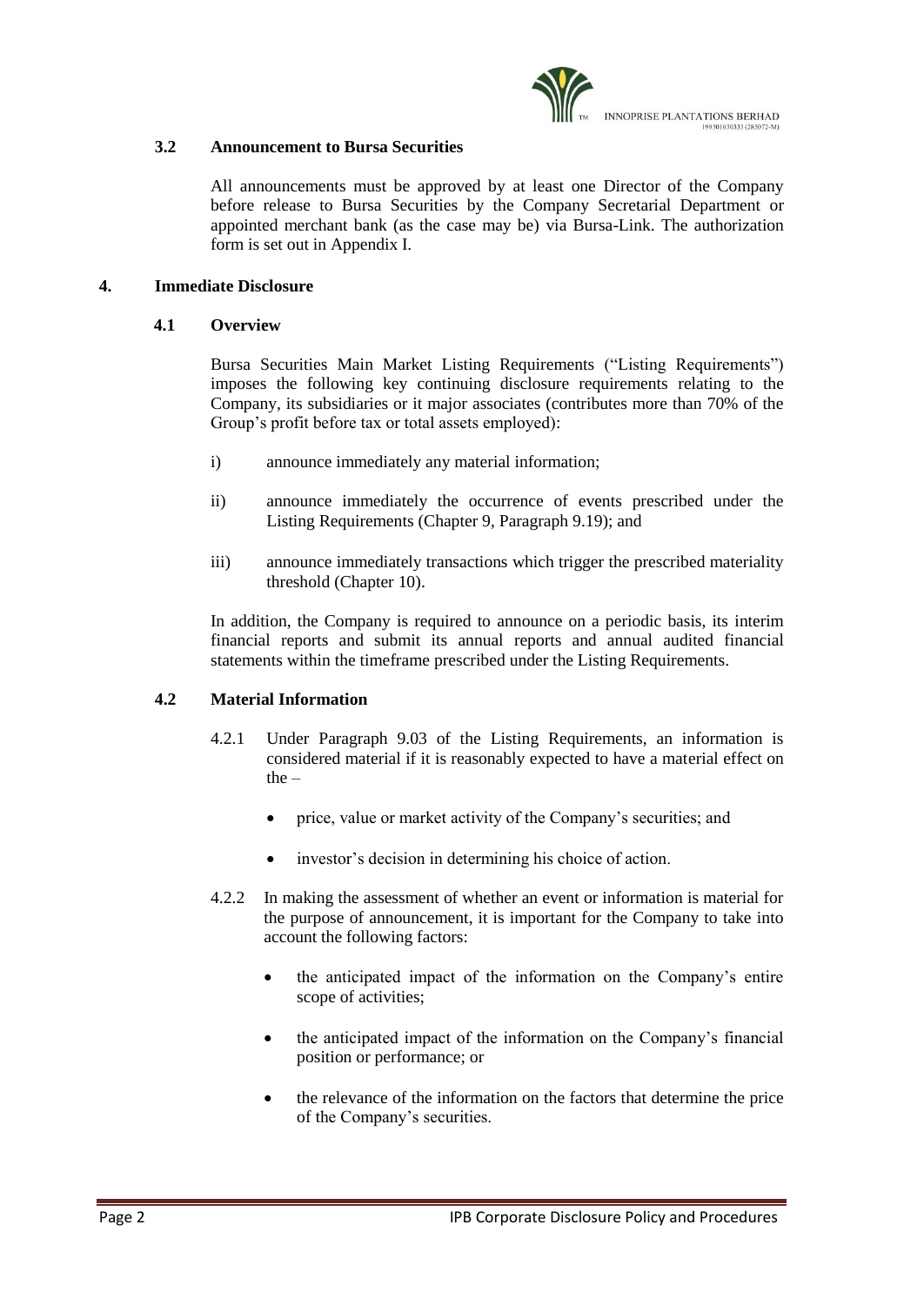### 3.2 Announcement to Bursa Securities

All announcements must be approved by at least one Director of the Company before release to Bursa Securities by the Company Secretarial Department or appointed merchant bank (as the case may be) via Bursa-Link. The authorization form is set out in Appendix I.

## 4. Immediate Disclosure

### 4.1 Overview

Bursa Securities Main Market Listing Requirements ("Listing Requirements") imposes the following key continuing disclosure requirements relating to the Company, its subsidiaries or it major associates (contributes more than 70% of the Group's profit before tax or total assets employed):

i) announce immediately any material information;

ii) announce immediately the occurrence of events prescribed under the Listing Requirements (Chapter 9, Paragraph 9.19); and

iii) announce immediately transactions which trigger the prescribed materiality threshold (Chapter 10).

In addition, the Company is required to announce on a periodic basis, its interim financial reports and submit its annual reports and annual audited financial statements within the timeframe prescribed under the Listing Requirements.

### 4.2 Material Information

4.2.1 Under Paragraph 9.03 of the Listing Requirements, an information is considered material if it is reasonably expected to have a material effect on the –

- price, value or market activity of the Company's securities; and
- investor's decision in determining his choice of action.

4.2.2 In making the assessment of whether an event or information is material for the purpose of announcement, it is important for the Company to take into account the following factors:

- the anticipated impact of the information on the Company's entire scope of activities;
- the anticipated impact of the information on the Company's financial position or performance; or
- the relevance of the information on the factors that determine the price of the Company's securities.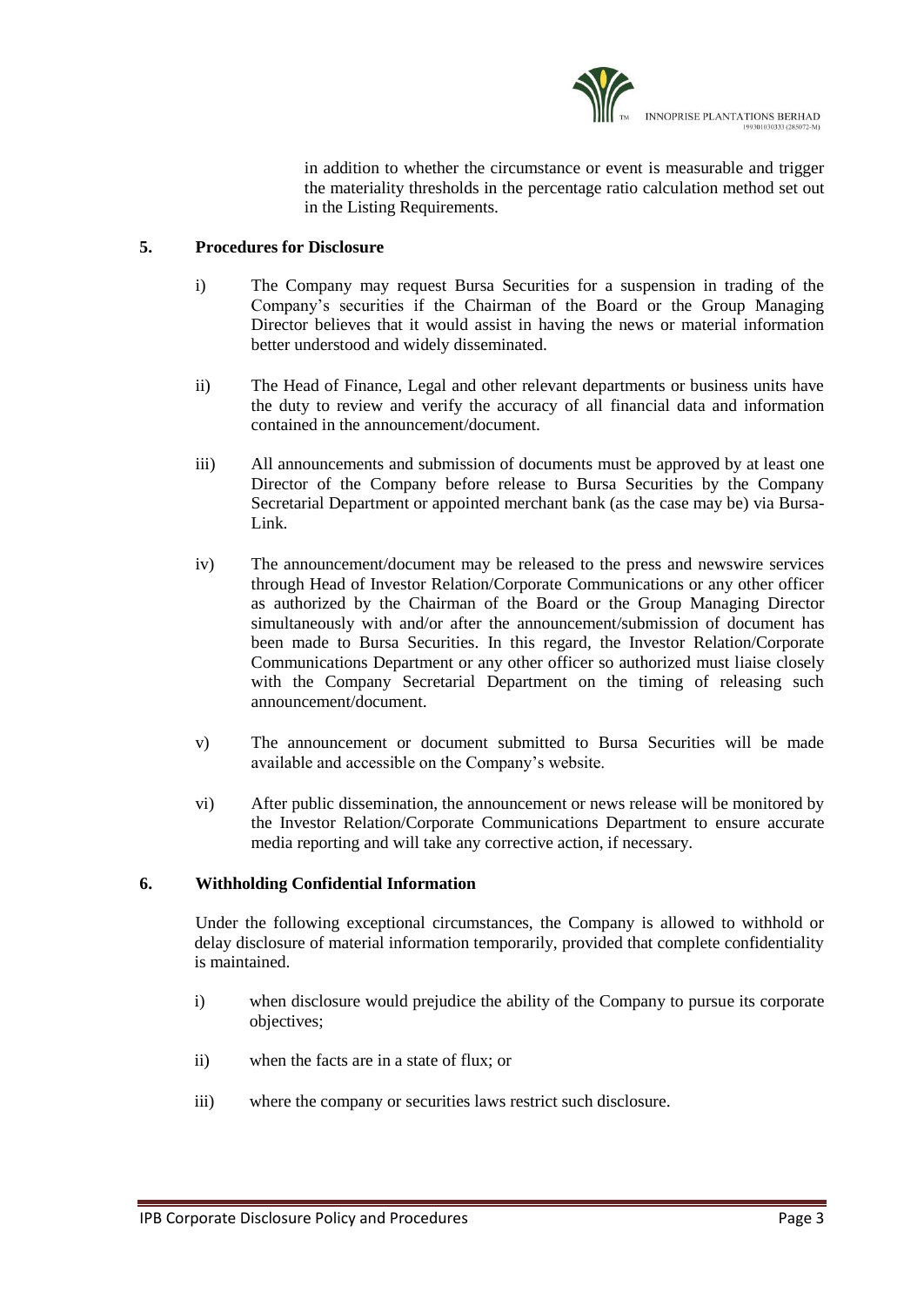in addition to whether the circumstance or event is measurable and trigger the materiality thresholds in the percentage ratio calculation method set out in the Listing Requirements.

## 5. Procedures for Disclosure

i) The Company may request Bursa Securities for a suspension in trading of the Company's securities if the Chairman of the Board or the Group Managing Director believes that it would assist in having the news or material information better understood and widely disseminated.

ii) The Head of Finance, Legal and other relevant departments or business units have the duty to review and verify the accuracy of all financial data and information contained in the announcement/document.

iii) All announcements and submission of documents must be approved by at least one Director of the Company before release to Bursa Securities by the Company Secretarial Department or appointed merchant bank (as the case may be) via Bursa-Link.

iv) The announcement/document may be released to the press and newswire services through Head of Investor Relation/Corporate Communications or any other officer as authorized by the Chairman of the Board or the Group Managing Director simultaneously with and/or after the announcement/submission of document has been made to Bursa Securities. In this regard, the Investor Relation/Corporate Communications Department or any other officer so authorized must liaise closely with the Company Secretarial Department on the timing of releasing such announcement/document.

v) The announcement or document submitted to Bursa Securities will be made available and accessible on the Company's website.

vi) After public dissemination, the announcement or news release will be monitored by the Investor Relation/Corporate Communications Department to ensure accurate media reporting and will take any corrective action, if necessary.

## 6. Withholding Confidential Information

Under the following exceptional circumstances, the Company is allowed to withhold or delay disclosure of material information temporarily, provided that complete confidentiality is maintained.

i) when disclosure would prejudice the ability of the Company to pursue its corporate objectives;

ii) when the facts are in a state of flux; or

iii) where the company or securities laws restrict such disclosure.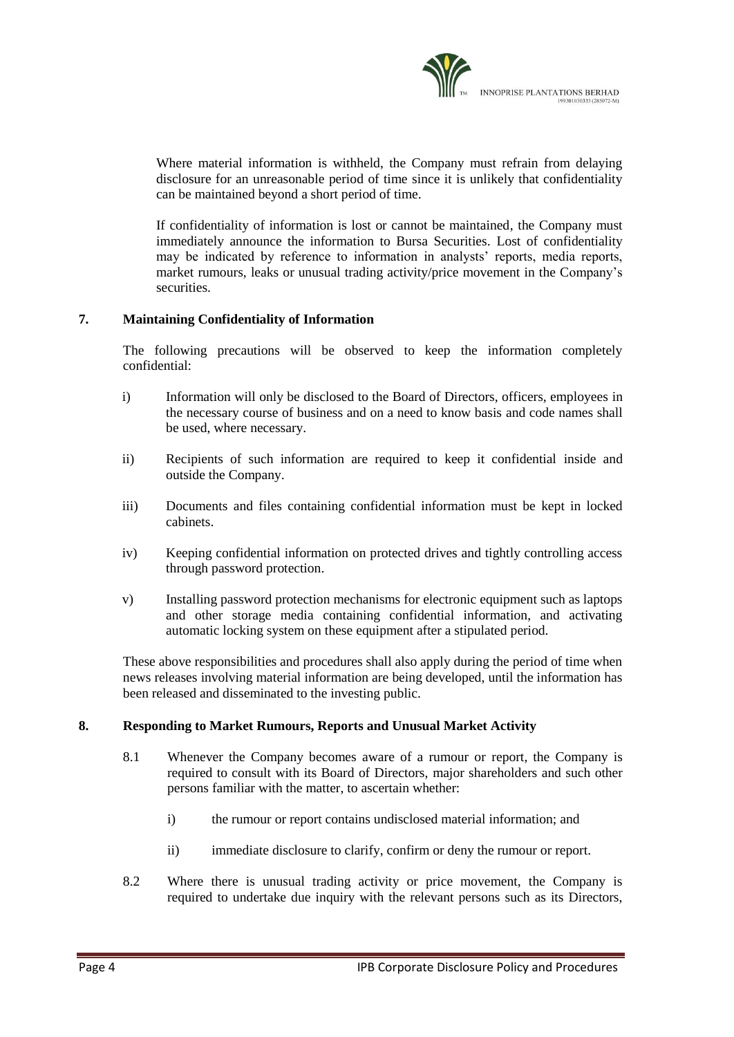Where material information is withheld, the Company must refrain from delaying disclosure for an unreasonable period of time since it is unlikely that confidentiality can be maintained beyond a short period of time.

If confidentiality of information is lost or cannot be maintained, the Company must immediately announce the information to Bursa Securities. Lost of confidentiality may be indicated by reference to information in analysts' reports, media reports, market rumours, leaks or unusual trading activity/price movement in the Company's securities.

## 7. Maintaining Confidentiality of Information

The following precautions will be observed to keep the information completely confidential:

i) Information will only be disclosed to the Board of Directors, officers, employees in the necessary course of business and on a need to know basis and code names shall be used, where necessary.

ii) Recipients of such information are required to keep it confidential inside and outside the Company.

iii) Documents and files containing confidential information must be kept in locked cabinets.

iv) Keeping confidential information on protected drives and tightly controlling access through password protection.

v) Installing password protection mechanisms for electronic equipment such as laptops and other storage media containing confidential information, and activating automatic locking system on these equipment after a stipulated period.

These above responsibilities and procedures shall also apply during the period of time when news releases involving material information are being developed, until the information has been released and disseminated to the investing public.

## 8. Responding to Market Rumours, Reports and Unusual Market Activity

8.1 Whenever the Company becomes aware of a rumour or report, the Company is required to consult with its Board of Directors, major shareholders and such other persons familiar with the matter, to ascertain whether:

i) the rumour or report contains undisclosed material information; and

ii) immediate disclosure to clarify, confirm or deny the rumour or report.

8.2 Where there is unusual trading activity or price movement, the Company is required to undertake due inquiry with the relevant persons such as its Directors,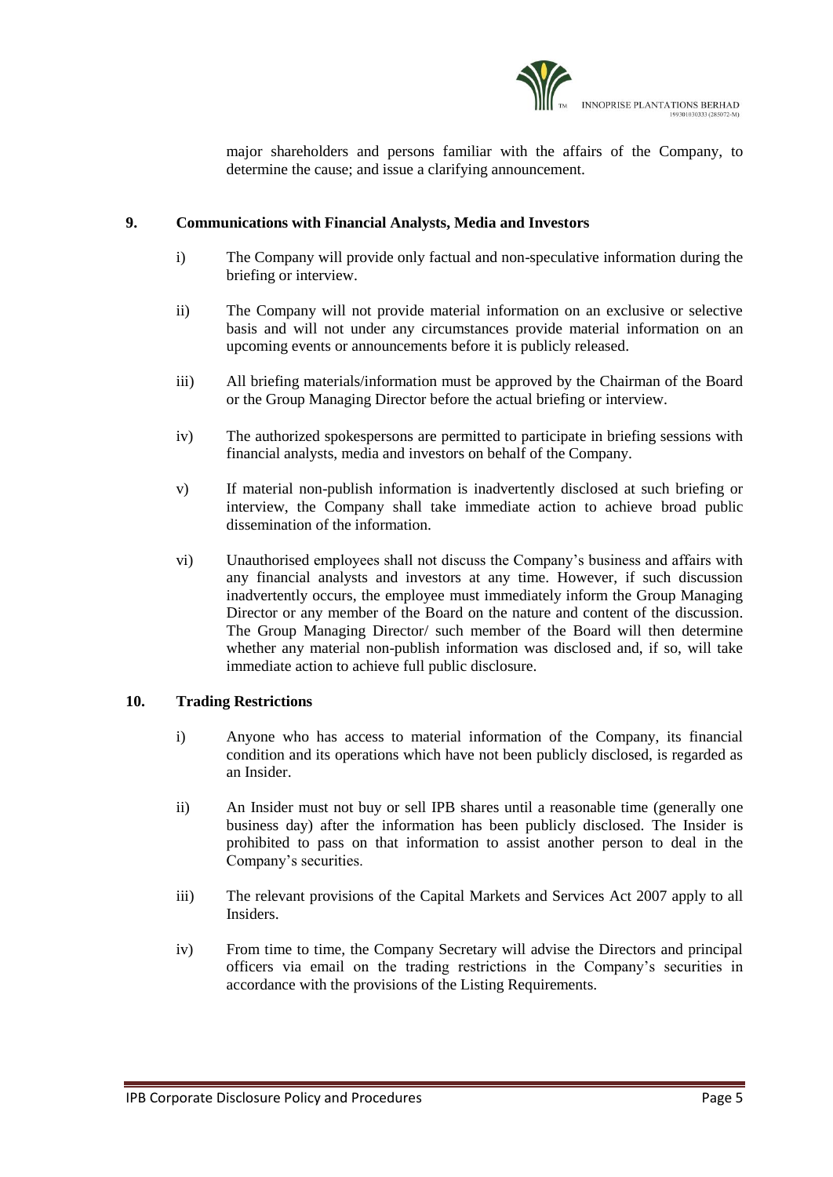major shareholders and persons familiar with the affairs of the Company, to determine the cause; and issue a clarifying announcement.

## 9. Communications with Financial Analysts, Media and Investors

i) The Company will provide only factual and non-speculative information during the briefing or interview.

ii) The Company will not provide material information on an exclusive or selective basis and will not under any circumstances provide material information on an upcoming events or announcements before it is publicly released.

iii) All briefing materials/information must be approved by the Chairman of the Board or the Group Managing Director before the actual briefing or interview.

iv) The authorized spokespersons are permitted to participate in briefing sessions with financial analysts, media and investors on behalf of the Company.

v) If material non-publish information is inadvertently disclosed at such briefing or interview, the Company shall take immediate action to achieve broad public dissemination of the information.

vi) Unauthorised employees shall not discuss the Company's business and affairs with any financial analysts and investors at any time. However, if such discussion inadvertently occurs, the employee must immediately inform the Group Managing Director or any member of the Board on the nature and content of the discussion. The Group Managing Director/ such member of the Board will then determine whether any material non-publish information was disclosed and, if so, will take immediate action to achieve full public disclosure.

## 10. Trading Restrictions

i) Anyone who has access to material information of the Company, its financial condition and its operations which have not been publicly disclosed, is regarded as an Insider.

ii) An Insider must not buy or sell IPB shares until a reasonable time (generally one business day) after the information has been publicly disclosed. The Insider is prohibited to pass on that information to assist another person to deal in the Company's securities.

iii) The relevant provisions of the Capital Markets and Services Act 2007 apply to all Insiders.

iv) From time to time, the Company Secretary will advise the Directors and principal officers via email on the trading restrictions in the Company's securities in accordance with the provisions of the Listing Requirements.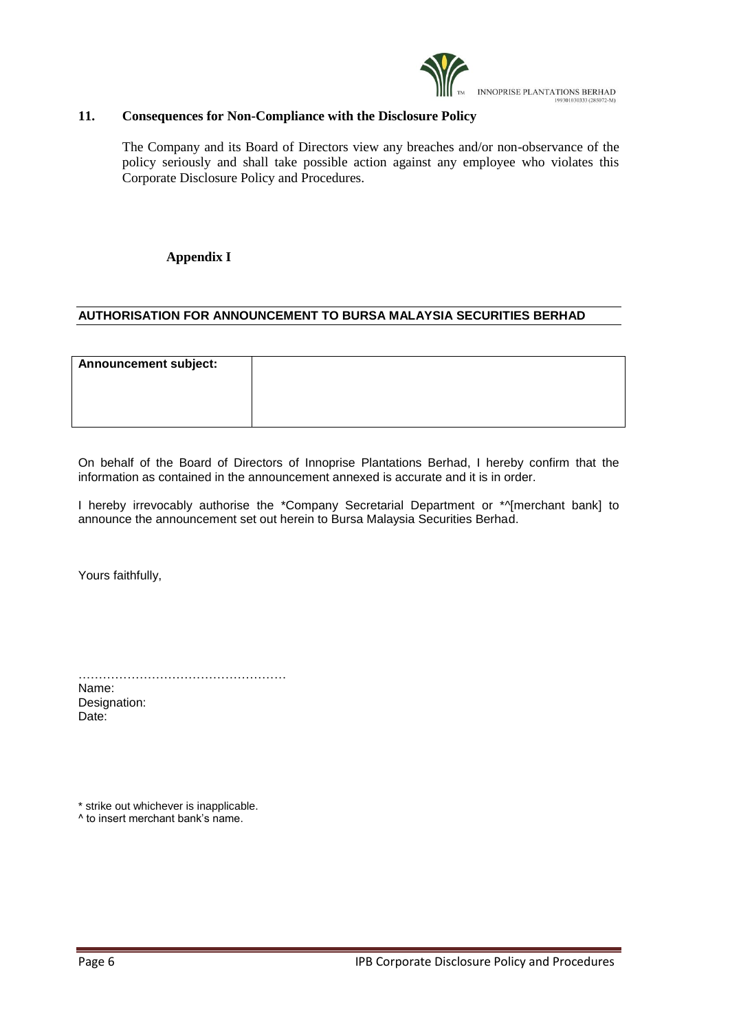## 11. Consequences for Non-Compliance with the Disclosure Policy

The Company and its Board of Directors view any breaches and/or non-observance of the policy seriously and shall take possible action against any employee who violates this Corporate Disclosure Policy and Procedures.

### Appendix I

**AUTHORISATION FOR ANNOUNCEMENT TO BURSA MALAYSIA SECURITIES BERHAD**

| | |
|---|---|
| **Announcement subject:** | |

On behalf of the Board of Directors of Innoprise Plantations Berhad, I hereby confirm that the information as contained in the announcement annexed is accurate and it is in order.

I hereby irrevocably authorise the *Company Secretarial Department or *^[merchant bank] to announce the announcement set out herein to Bursa Malaysia Securities Berhad.

Yours faithfully,

……………………………………………
Name:
Designation:
Date:

* strike out whichever is inapplicable.
^ to insert merchant bank's name.